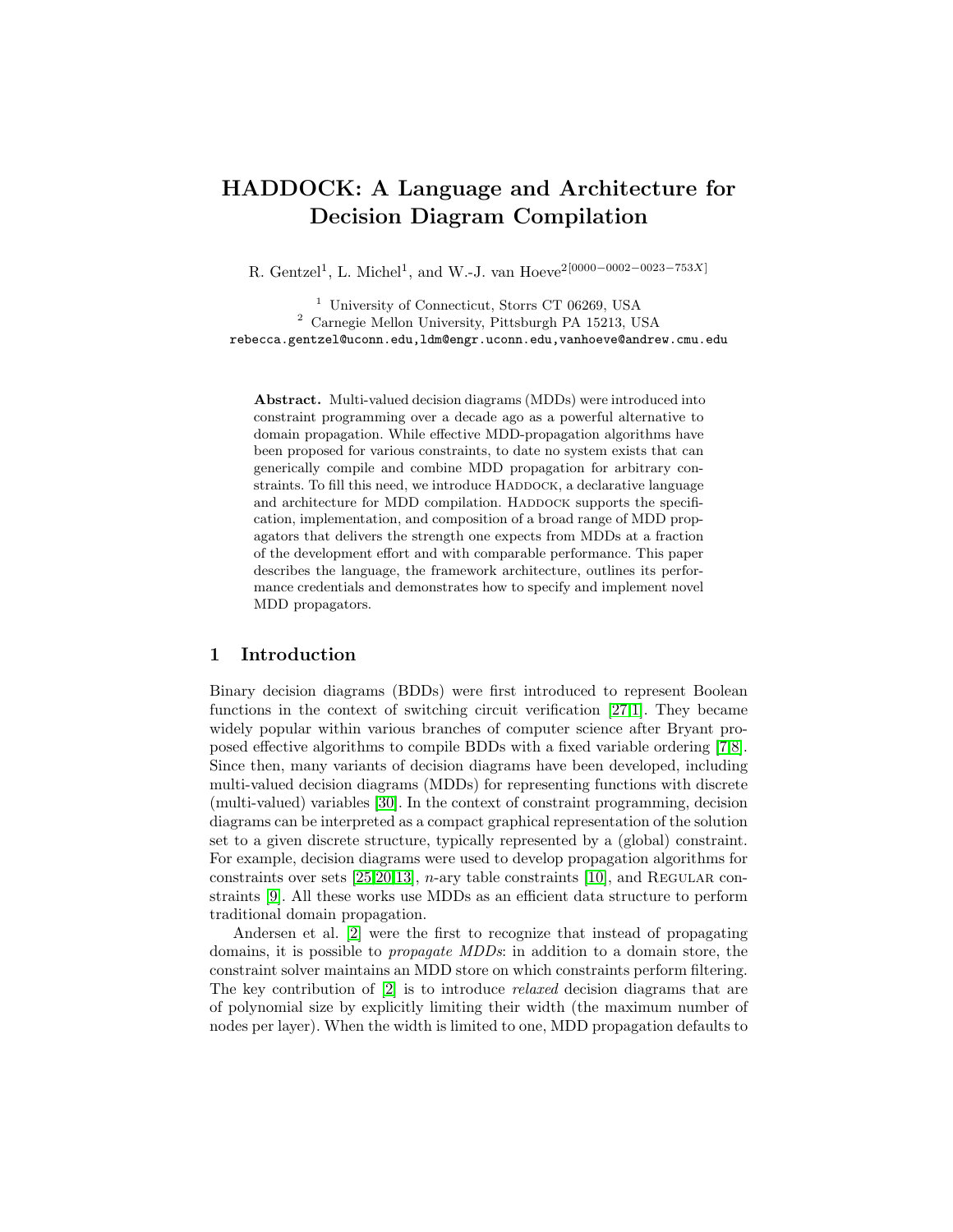# HADDOCK: A Language and Architecture for Decision Diagram Compilation

R. Gentzel[1], L. Michel[1], and W.-J. van Hoeve[2][0000−0002−0023−753X]

[1] University of Connecticut, Storrs CT 06269, USA
[2] Carnegie Mellon University, Pittsburgh PA 15213, USA
rebecca.gentzel@uconn.edu,ldm@engr.uconn.edu,vanhoeve@andrew.cmu.edu

**Abstract.** Multi-valued decision diagrams (MDDs) were introduced into constraint programming over a decade ago as a powerful alternative to domain propagation. While effective MDD-propagation algorithms have been proposed for various constraints, to date no system exists that can generically compile and combine MDD propagation for arbitrary constraints. To fill this need, we introduce HADDOCK, a declarative language and architecture for MDD compilation. HADDOCK supports the specification, implementation, and composition of a broad range of MDD propagators that delivers the strength one expects from MDDs at a fraction of the development effort and with comparable performance. This paper describes the language, the framework architecture, outlines its performance credentials and demonstrates how to specify and implement novel MDD propagators.

## 1 Introduction

Binary decision diagrams (BDDs) were first introduced to represent Boolean functions in the context of switching circuit verification [27,1]. They became widely popular within various branches of computer science after Bryant proposed effective algorithms to compile BDDs with a fixed variable ordering [7,8]. Since then, many variants of decision diagrams have been developed, including multi-valued decision diagrams (MDDs) for representing functions with discrete (multi-valued) variables [30]. In the context of constraint programming, decision diagrams can be interpreted as a compact graphical representation of the solution set to a given discrete structure, typically represented by a (global) constraint. For example, decision diagrams were used to develop propagation algorithms for constraints over sets [25,20,13], $n$-ary table constraints [10], and REGULAR constraints [9]. All these works use MDDs as an efficient data structure to perform traditional domain propagation.

Andersen et al. [2] were the first to recognize that instead of propagating domains, it is possible to *propagate MDDs*: in addition to a domain store, the constraint solver maintains an MDD store on which constraints perform filtering. The key contribution of [2] is to introduce *relaxed* decision diagrams that are of polynomial size by explicitly limiting their width (the maximum number of nodes per layer). When the width is limited to one, MDD propagation defaults to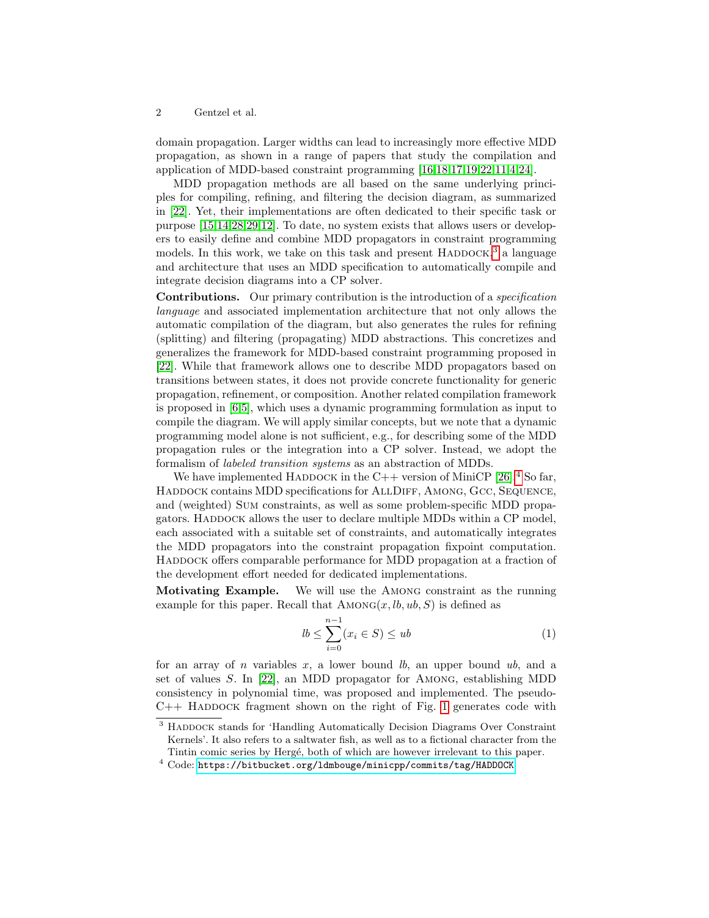domain propagation. Larger widths can lead to increasingly more effective MDD propagation, as shown in a range of papers that study the compilation and application of MDD-based constraint programming [16,18,17,19,22,11,4,24].

MDD propagation methods are all based on the same underlying principles for compiling, refining, and filtering the decision diagram, as summarized in [22]. Yet, their implementations are often dedicated to their specific task or purpose [15,14,28,29,12]. To date, no system exists that allows users or developers to easily define and combine MDD propagators in constraint programming models. In this work, we take on this task and present HADDOCK,[3] a language and architecture that uses an MDD specification to automatically compile and integrate decision diagrams into a CP solver.

**Contributions.** Our primary contribution is the introduction of a *specification language* and associated implementation architecture that not only allows the automatic compilation of the diagram, but also generates the rules for refining (splitting) and filtering (propagating) MDD abstractions. This concretizes and generalizes the framework for MDD-based constraint programming proposed in [22]. While that framework allows one to describe MDD propagators based on transitions between states, it does not provide concrete functionality for generic propagation, refinement, or composition. Another related compilation framework is proposed in [6,5], which uses a dynamic programming formulation as input to compile the diagram. We will apply similar concepts, but we note that a dynamic programming model alone is not sufficient, e.g., for describing some of the MDD propagation rules or the integration into a CP solver. Instead, we adopt the formalism of *labeled transition systems* as an abstraction of MDDs.

We have implemented HADDOCK in the C++ version of MiniCP [26].[4] So far, HADDOCK contains MDD specifications for ALLDIFF, AMONG, GCC, SEQUENCE, and (weighted) SUM constraints, as well as some problem-specific MDD propagators. HADDOCK allows the user to declare multiple MDDs within a CP model, each associated with a suitable set of constraints, and automatically integrates the MDD propagators into the constraint propagation fixpoint computation. HADDOCK offers comparable performance for MDD propagation at a fraction of the development effort needed for dedicated implementations.

**Motivating Example.** We will use the AMONG constraint as the running example for this paper. Recall that $\text{AMONG}(x, lb, ub, S)$ is defined as

$$lb \leq \sum_{i=0}^{n-1} (x_i \in S) \leq ub \tag{1}$$

for an array of $n$ variables $x$, a lower bound $lb$, an upper bound $ub$, and a set of values $S$. In [22], an MDD propagator for AMONG, establishing MDD consistency in polynomial time, was proposed and implemented. The pseudo-C++ HADDOCK fragment shown on the right of Fig. 1 generates code with

[3] HADDOCK stands for 'Handling Automatically Decision Diagrams Over Constraint Kernels'. It also refers to a saltwater fish, as well as to a fictional character from the Tintin comic series by Hergé, both of which are however irrelevant to this paper.

[4] Code: https://bitbucket.org/ldmbouge/minicpp/commits/tag/HADDOCK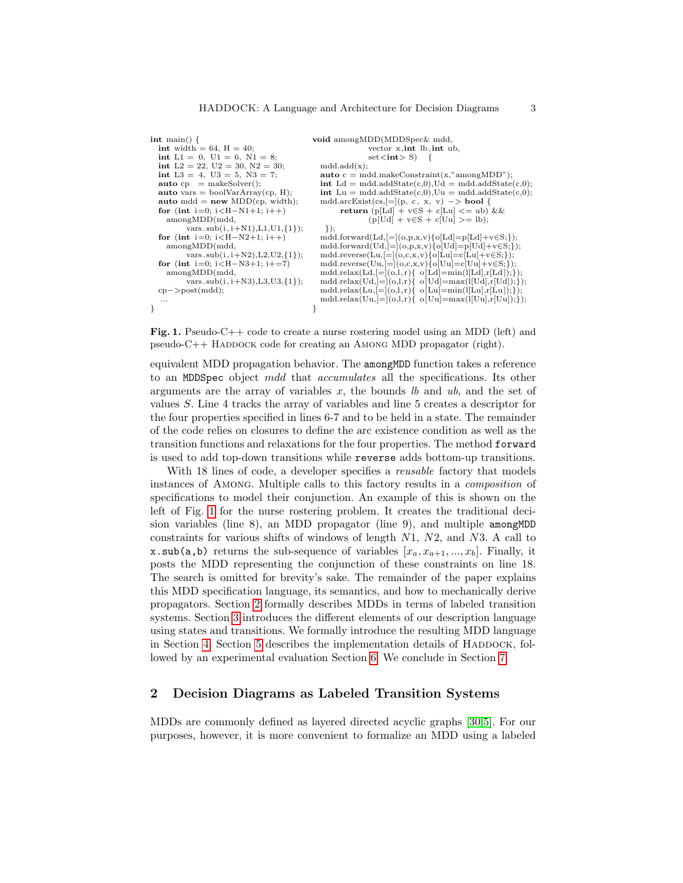```
int main() {
  int width = 64, H = 40;
  int L1 = 0, U1 = 6, N1 = 8;
  int L2 = 22, U2 = 30, N2 = 30;
  int L3 = 4, U3 = 5, N3 = 7;
  auto cp   = makeSolver();
  auto vars = boolVarArray(cp, H);
  auto mdd = new MDD(cp, width);
  for (int i=0; i<H−N1+1; i++)
    amongMDD(mdd,
          vars.sub(i,i+N1),L1,U1,{1});
  for (int i=0; i<H−N2+1; i++)
    amongMDD(mdd,
          vars.sub(i,i+N2),L2,U2,{1});
  for (int i=0; i<H−N3+1; i+=7)
    amongMDD(mdd,
          vars.sub(i,i+N3),L3,U3,{1});
  cp−>post(mdd);
  ...
}
```

```
void amongMDD(MDDSpec& mdd,
              vector x,int lb,int ub,
              set<int> S)   {
  mdd.add(x);
  auto c = mdd.makeConstraint(x,"amongMDD");
  int Ld = mdd.addState(c,0),Ud = mdd.addState(c,0);
  int Lu = mdd.addState(c,0),Uu = mdd.addState(c,0);
  mdd.arcExist(cs,[=](p, c, x, v) −> bool {
        return (p[Ld] + v∈S + c[Lu] <= ub) &&
               (p[Ud] + v∈S + c[Uu] >= lb);
  });
  mdd.forward(Ld,[=](o,p,x,v){o[Ld]=p[Ld]+v∈S;});
  mdd.forward(Ud,[=](o,p,x,v){o[Ud]=p[Ud]+v∈S;});
  mdd.reverse(Lu,[=](o,c,x,v){o[Lu]=c[Lu]+v∈S;});
  mdd.reverse(Uu,[=](o,c,x,v){o[Uu]=c[Uu]+v∈S;});
  mdd.relax(Ld,[=](o,l,r){ o[Ld]=min(l[Ld],r[Ld]);});
  mdd.relax(Ud,[=](o,l,r){ o[Ud]=max(l[Ud],r[Ud]);});
  mdd.relax(Lu,[=](o,l,r){ o[Lu]=min(l[Lu],r[Lu]);});
  mdd.relax(Uu,[=](o,l,r){ o[Uu]=max(l[Uu],r[Uu]);});
}
```

**Fig. 1.** Pseudo-C++ code to create a nurse rostering model using an MDD (left) and pseudo-C++ HADDOCK code for creating an AMONG MDD propagator (right).

equivalent MDD propagation behavior. The `amongMDD` function takes a reference to an `MDDSpec` object *mdd* that *accumulates* all the specifications. Its other arguments are the array of variables $x$, the bounds $lb$ and $ub$, and the set of values $S$. Line 4 tracks the array of variables and line 5 creates a descriptor for the four properties specified in lines 6-7 and to be held in a state. The remainder of the code relies on closures to define the arc existence condition as well as the transition functions and relaxations for the four properties. The method `forward` is used to add top-down transitions while `reverse` adds bottom-up transitions.

With 18 lines of code, a developer specifies a *reusable* factory that models instances of AMONG. Multiple calls to this factory results in a *composition* of specifications to model their conjunction. An example of this is shown on the left of Fig. 1 for the nurse rostering problem. It creates the traditional decision variables (line 8), an MDD propagator (line 9), and multiple `amongMDD` constraints for various shifts of windows of length $N1$, $N2$, and $N3$. A call to `x.sub(a,b)` returns the sub-sequence of variables $[x_a, x_{a+1}, ..., x_b]$. Finally, it posts the MDD representing the conjunction of these constraints on line 18. The search is omitted for brevity's sake. The remainder of the paper explains this MDD specification language, its semantics, and how to mechanically derive propagators. Section 2 formally describes MDDs in terms of labeled transition systems. Section 3 introduces the different elements of our description language using states and transitions. We formally introduce the resulting MDD language in Section 4. Section 5 describes the implementation details of HADDOCK, followed by an experimental evaluation Section 6. We conclude in Section 7.

## 2 Decision Diagrams as Labeled Transition Systems

MDDs are commonly defined as layered directed acyclic graphs [30,5]. For our purposes, however, it is more convenient to formalize an MDD using a labeled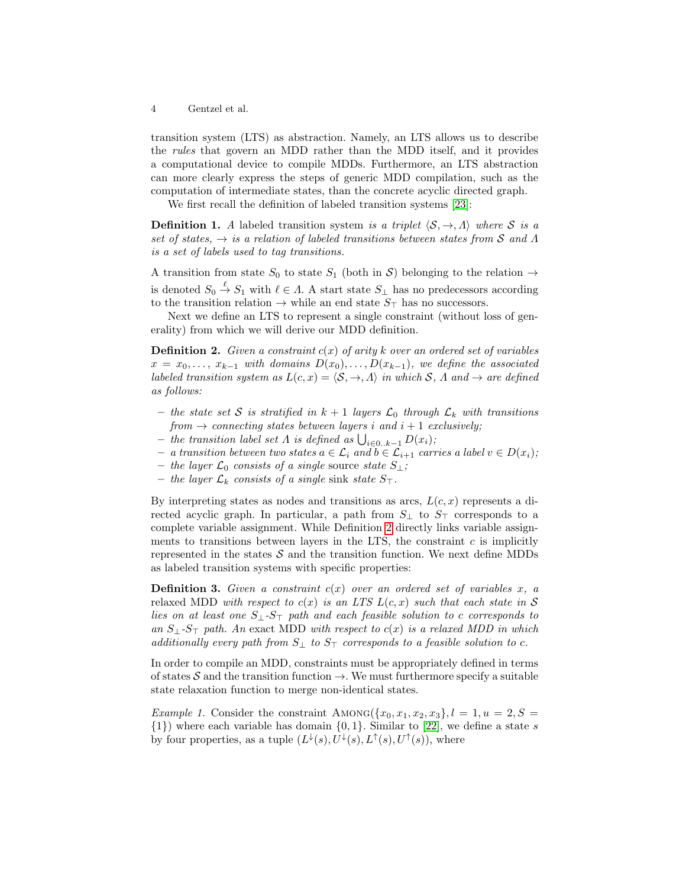transition system (LTS) as abstraction. Namely, an LTS allows us to describe the *rules* that govern an MDD rather than the MDD itself, and it provides a computational device to compile MDDs. Furthermore, an LTS abstraction can more clearly express the steps of generic MDD compilation, such as the computation of intermediate states, than the concrete acyclic directed graph.

We first recall the definition of labeled transition systems [23]:

**Definition 1.** *A* labeled transition system *is a triplet $\langle \mathcal{S}, \rightarrow, \Lambda \rangle$ where $\mathcal{S}$ is a set of states, $\rightarrow$ is a relation of labeled transitions between states from $\mathcal{S}$ and $\Lambda$ is a set of labels used to tag transitions.*

A transition from state $S_0$ to state $S_1$ (both in $\mathcal{S}$) belonging to the relation $\rightarrow$ is denoted $S_0 \xrightarrow{\ell} S_1$ with $\ell \in \Lambda$. A start state $S_\perp$ has no predecessors according to the transition relation $\rightarrow$ while an end state $S_\top$ has no successors.

Next we define an LTS to represent a single constraint (without loss of generality) from which we will derive our MDD definition.

**Definition 2.** *Given a constraint $c(x)$ of arity $k$ over an ordered set of variables $x = x_0, \ldots, x_{k-1}$ with domains $D(x_0), \ldots, D(x_{k-1})$, we define the associated labeled transition system as $L(c, x) = \langle \mathcal{S}, \rightarrow, \Lambda \rangle$ in which $\mathcal{S}$, $\Lambda$ and $\rightarrow$ are defined as follows:*

- *the state set $\mathcal{S}$ is stratified in $k+1$ layers $\mathcal{L}_0$ through $\mathcal{L}_k$ with transitions from $\rightarrow$ connecting states between layers $i$ and $i+1$ exclusively;*
- *the transition label set $\Lambda$ is defined as $\bigcup_{i \in 0..k-1} D(x_i)$;*
- *a transition between two states $a \in \mathcal{L}_i$ and $b \in \mathcal{L}_{i+1}$ carries a label $v \in D(x_i)$;*
- *the layer $\mathcal{L}_0$ consists of a single* source *state $S_\perp$;*
- *the layer $\mathcal{L}_k$ consists of a single* sink *state $S_\top$.*

By interpreting states as nodes and transitions as arcs, $L(c, x)$ represents a directed acyclic graph. In particular, a path from $S_\perp$ to $S_\top$ corresponds to a complete variable assignment. While Definition 2 directly links variable assignments to transitions between layers in the LTS, the constraint $c$ is implicitly represented in the states $\mathcal{S}$ and the transition function. We next define MDDs as labeled transition systems with specific properties:

**Definition 3.** *Given a constraint $c(x)$ over an ordered set of variables $x$, a* relaxed MDD *with respect to $c(x)$ is an LTS $L(c, x)$ such that each state in $\mathcal{S}$ lies on at least one $S_\perp$-$S_\top$ path and each feasible solution to $c$ corresponds to an $S_\perp$-$S_\top$ path. An* exact MDD *with respect to $c(x)$ is a relaxed MDD in which additionally every path from $S_\perp$ to $S_\top$ corresponds to a feasible solution to $c$.*

In order to compile an MDD, constraints must be appropriately defined in terms of states $\mathcal{S}$ and the transition function $\rightarrow$. We must furthermore specify a suitable state relaxation function to merge non-identical states.

*Example 1.* Consider the constraint $\text{AMONG}(\{x_0, x_1, x_2, x_3\}, l = 1, u = 2, S = \{1\})$ where each variable has domain $\{0, 1\}$. Similar to [22], we define a state $s$ by four properties, as a tuple $(L^\downarrow(s), U^\downarrow(s), L^\uparrow(s), U^\uparrow(s))$, where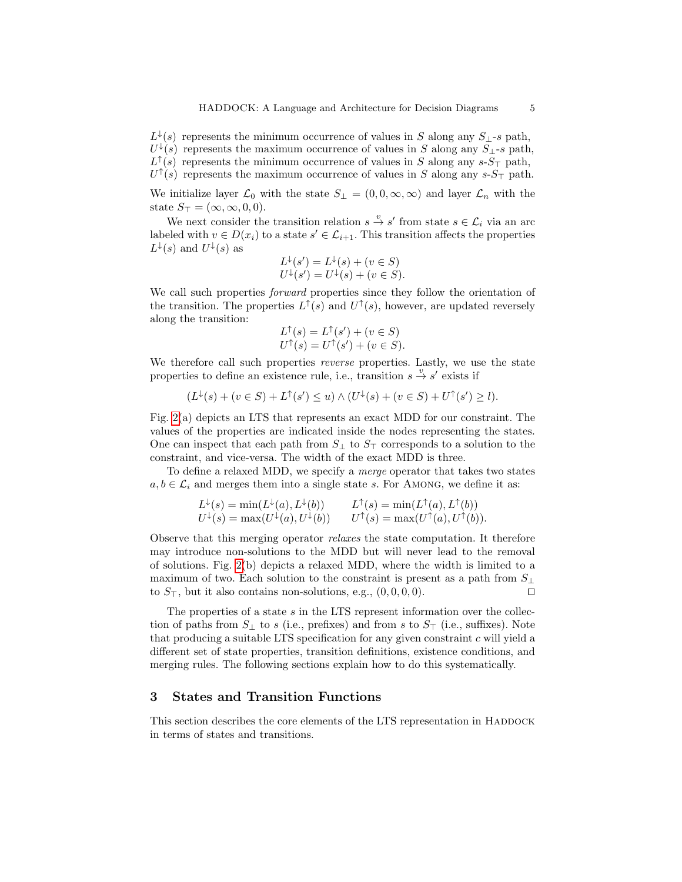$L^{\downarrow}(s)$ represents the minimum occurrence of values in $S$ along any $S_{\perp}$-$s$ path,
$U^{\downarrow}(s)$ represents the maximum occurrence of values in $S$ along any $S_{\perp}$-$s$ path,
$L^{\uparrow}(s)$ represents the minimum occurrence of values in $S$ along any $s$-$S_{\top}$ path,
$U^{\uparrow}(s)$ represents the maximum occurrence of values in $S$ along any $s$-$S_{\top}$ path.

We initialize layer $\mathcal{L}_0$ with the state $S_{\perp} = (0, 0, \infty, \infty)$ and layer $\mathcal{L}_n$ with the state $S_{\top} = (\infty, \infty, 0, 0)$.

We next consider the transition relation $s \xrightarrow{v} s'$ from state $s \in \mathcal{L}_i$ via an arc labeled with $v \in D(x_i)$ to a state $s' \in \mathcal{L}_{i+1}$. This transition affects the properties $L^{\downarrow}(s)$ and $U^{\downarrow}(s)$ as

$$
\begin{aligned}
L^{\downarrow}(s') &= L^{\downarrow}(s) + (v \in S) \\
U^{\downarrow}(s') &= U^{\downarrow}(s) + (v \in S).
\end{aligned}
$$

We call such properties *forward* properties since they follow the orientation of the transition. The properties $L^{\uparrow}(s)$ and $U^{\uparrow}(s)$, however, are updated reversely along the transition:

$$
\begin{aligned}
L^{\uparrow}(s) &= L^{\uparrow}(s') + (v \in S) \\
U^{\uparrow}(s) &= U^{\uparrow}(s') + (v \in S).
\end{aligned}
$$

We therefore call such properties *reverse* properties. Lastly, we use the state properties to define an existence rule, i.e., transition $s \xrightarrow{v} s'$ exists if

$$
(L^{\downarrow}(s) + (v \in S) + L^{\uparrow}(s') \leq u) \wedge (U^{\downarrow}(s) + (v \in S) + U^{\uparrow}(s') \geq l).
$$

Fig. 2(a) depicts an LTS that represents an exact MDD for our constraint. The values of the properties are indicated inside the nodes representing the states. One can inspect that each path from $S_{\perp}$ to $S_{\top}$ corresponds to a solution to the constraint, and vice-versa. The width of the exact MDD is three.

To define a relaxed MDD, we specify a *merge* operator that takes two states $a, b \in \mathcal{L}_i$ and merges them into a single state $s$. For Among, we define it as:

$$
\begin{aligned}
L^{\downarrow}(s) &= \min(L^{\downarrow}(a), L^{\downarrow}(b)) \qquad & L^{\uparrow}(s) &= \min(L^{\uparrow}(a), L^{\uparrow}(b)) \\
U^{\downarrow}(s) &= \max(U^{\downarrow}(a), U^{\downarrow}(b)) \qquad & U^{\uparrow}(s) &= \max(U^{\uparrow}(a), U^{\uparrow}(b)).
\end{aligned}
$$

Observe that this merging operator *relaxes* the state computation. It therefore may introduce non-solutions to the MDD but will never lead to the removal of solutions. Fig. 2(b) depicts a relaxed MDD, where the width is limited to a maximum of two. Each solution to the constraint is present as a path from $S_{\perp}$ to $S_{\top}$, but it also contains non-solutions, e.g., $(0, 0, 0, 0)$. ◻

The properties of a state $s$ in the LTS represent information over the collection of paths from $S_{\perp}$ to $s$ (i.e., prefixes) and from $s$ to $S_{\top}$ (i.e., suffixes). Note that producing a suitable LTS specification for any given constraint $c$ will yield a different set of state properties, transition definitions, existence conditions, and merging rules. The following sections explain how to do this systematically.

## 3 States and Transition Functions

This section describes the core elements of the LTS representation in Haddock in terms of states and transitions.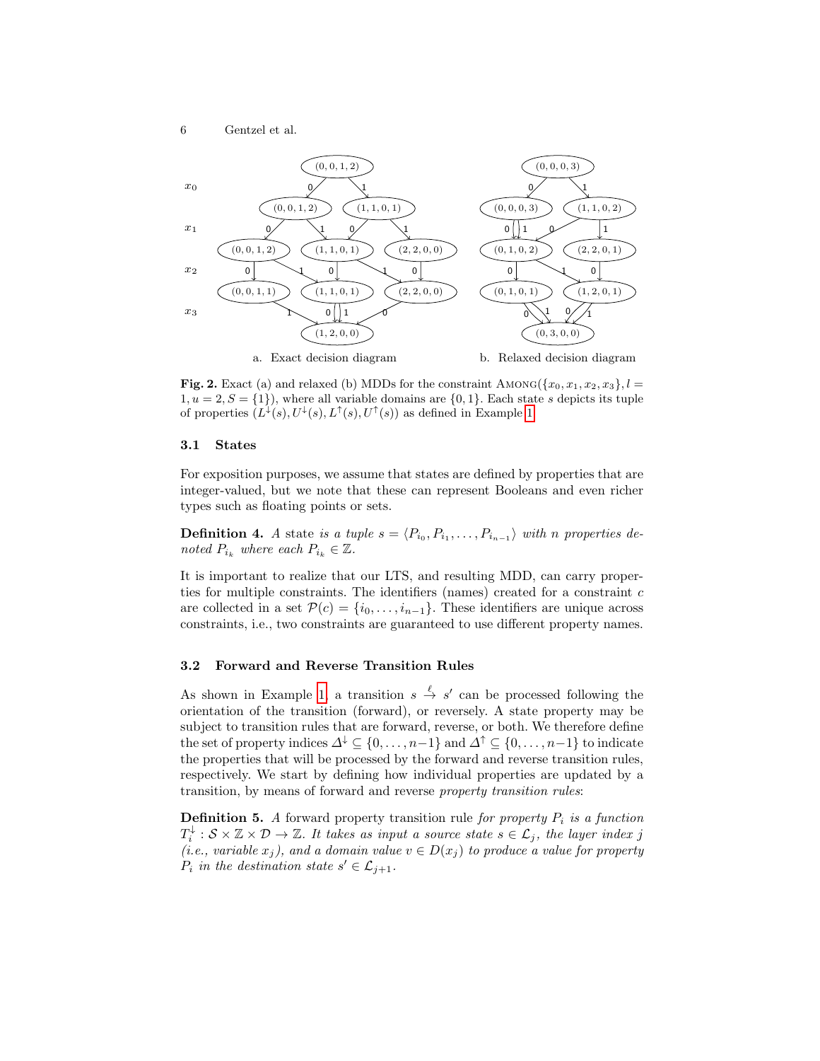a. Exact decision diagram

b. Relaxed decision diagram

**Fig. 2.** Exact (a) and relaxed (b) MDDs for the constraint $\textsc{Among}(\{x_0, x_1, x_2, x_3\}, l = 1, u = 2, S = \{1\})$, where all variable domains are $\{0, 1\}$. Each state $s$ depicts its tuple of properties $(L^{\downarrow}(s), U^{\downarrow}(s), L^{\uparrow}(s), U^{\uparrow}(s))$ as defined in Example 1.

### 3.1 States

For exposition purposes, we assume that states are defined by properties that are integer-valued, but we note that these can represent Booleans and even richer types such as floating points or sets.

**Definition 4.** *A* state *is a tuple* $s = \langle P_{i_0}, P_{i_1}, \ldots, P_{i_{n-1}} \rangle$ *with* $n$ *properties denoted* $P_{i_k}$ *where each* $P_{i_k} \in \mathbb{Z}$.

It is important to realize that our LTS, and resulting MDD, can carry properties for multiple constraints. The identifiers (names) created for a constraint $c$ are collected in a set $\mathcal{P}(c) = \{i_0, \ldots, i_{n-1}\}$. These identifiers are unique across constraints, i.e., two constraints are guaranteed to use different property names.

### 3.2 Forward and Reverse Transition Rules

As shown in Example 1, a transition $s \xrightarrow{\ell} s'$ can be processed following the orientation of the transition (forward), or reversely. A state property may be subject to transition rules that are forward, reverse, or both. We therefore define the set of property indices $\Delta^{\downarrow} \subseteq \{0, \ldots, n-1\}$ and $\Delta^{\uparrow} \subseteq \{0, \ldots, n-1\}$ to indicate the properties that will be processed by the forward and reverse transition rules, respectively. We start by defining how individual properties are updated by a transition, by means of forward and reverse *property transition rules*:

**Definition 5.** *A* forward property transition rule *for property* $P_i$ *is a function* $T_i^{\downarrow} : \mathcal{S} \times \mathbb{Z} \times \mathcal{D} \rightarrow \mathbb{Z}$. *It takes as input a source state* $s \in \mathcal{L}_j$, *the layer index* $j$ *(i.e., variable* $x_j$*), and a domain value* $v \in D(x_j)$ *to produce a value for property* $P_i$ *in the destination state* $s' \in \mathcal{L}_{j+1}$.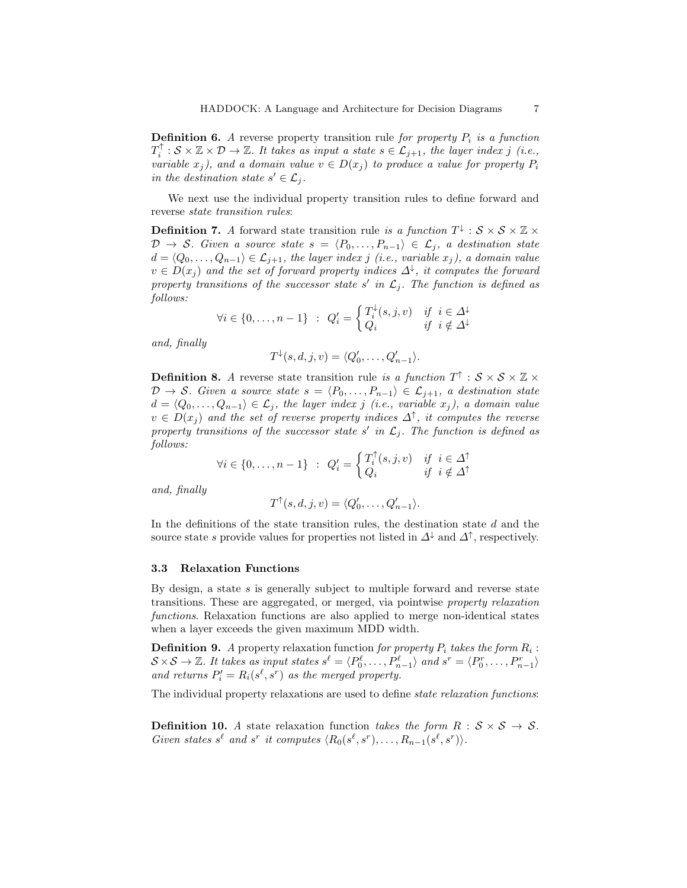**Definition 6.** *A* reverse property transition rule *for property $P_i$ is a function $T_i^{\uparrow} : \mathcal{S} \times \mathbb{Z} \times \mathcal{D} \to \mathbb{Z}$. It takes as input a state $s \in \mathcal{L}_{j+1}$, the layer index $j$ (i.e., variable $x_j$), and a domain value $v \in D(x_j)$ to produce a value for property $P_i$ in the destination state $s' \in \mathcal{L}_j$.*

We next use the individual property transition rules to define forward and reverse *state transition rules*:

**Definition 7.** *A* forward state transition rule *is a function $T^{\downarrow} : \mathcal{S} \times \mathcal{S} \times \mathbb{Z} \times \mathcal{D} \to \mathcal{S}$. Given a source state $s = \langle P_0, \ldots, P_{n-1} \rangle \in \mathcal{L}_j$, a destination state $d = \langle Q_0, \ldots, Q_{n-1} \rangle \in \mathcal{L}_{j+1}$, the layer index $j$ (i.e., variable $x_j$), a domain value $v \in D(x_j)$ and the set of forward property indices $\Delta^{\downarrow}$, it computes the forward property transitions of the successor state $s'$ in $\mathcal{L}_j$. The function is defined as follows:*

$$\forall i \in \{0, \ldots, n-1\} \;\; : \;\; Q'_i = \begin{cases} T_i^{\downarrow}(s, j, v) & \text{if} \;\; i \in \Delta^{\downarrow} \\ Q_i & \text{if} \;\; i \notin \Delta^{\downarrow} \end{cases}$$

*and, finally*

$$T^{\downarrow}(s, d, j, v) = \langle Q'_0, \ldots, Q'_{n-1} \rangle.$$

**Definition 8.** *A* reverse state transition rule *is a function $T^{\uparrow} : \mathcal{S} \times \mathcal{S} \times \mathbb{Z} \times \mathcal{D} \to \mathcal{S}$. Given a source state $s = \langle P_0, \ldots, P_{n-1} \rangle \in \mathcal{L}_{j+1}$, a destination state $d = \langle Q_0, \ldots, Q_{n-1} \rangle \in \mathcal{L}_j$, the layer index $j$ (i.e., variable $x_j$), a domain value $v \in D(x_j)$ and the set of reverse property indices $\Delta^{\uparrow}$, it computes the reverse property transitions of the successor state $s'$ in $\mathcal{L}_j$. The function is defined as follows:*

$$\forall i \in \{0, \ldots, n-1\} \;\; : \;\; Q'_i = \begin{cases} T_i^{\uparrow}(s, j, v) & \text{if} \;\; i \in \Delta^{\uparrow} \\ Q_i & \text{if} \;\; i \notin \Delta^{\uparrow} \end{cases}$$

*and, finally*

$$T^{\uparrow}(s, d, j, v) = \langle Q'_0, \ldots, Q'_{n-1} \rangle.$$

In the definitions of the state transition rules, the destination state $d$ and the source state $s$ provide values for properties not listed in $\Delta^{\downarrow}$ and $\Delta^{\uparrow}$, respectively.

### 3.3 Relaxation Functions

By design, a state $s$ is generally subject to multiple forward and reverse state transitions. These are aggregated, or merged, via pointwise *property relaxation functions*. Relaxation functions are also applied to merge non-identical states when a layer exceeds the given maximum MDD width.

**Definition 9.** *A* property relaxation function *for property $P_i$ takes the form $R_i : \mathcal{S} \times \mathcal{S} \to \mathbb{Z}$. It takes as input states $s^{\ell} = \langle P_0^{\ell}, \ldots, P_{n-1}^{\ell} \rangle$ and $s^r = \langle P_0^r, \ldots, P_{n-1}^r \rangle$ and returns $P'_i = R_i(s^{\ell}, s^r)$ as the merged property.*

The individual property relaxations are used to define *state relaxation functions*:

**Definition 10.** *A* state relaxation function *takes the form $R : \mathcal{S} \times \mathcal{S} \to \mathcal{S}$. Given states $s^{\ell}$ and $s^r$ it computes $\langle R_0(s^{\ell}, s^r), \ldots, R_{n-1}(s^{\ell}, s^r) \rangle$.*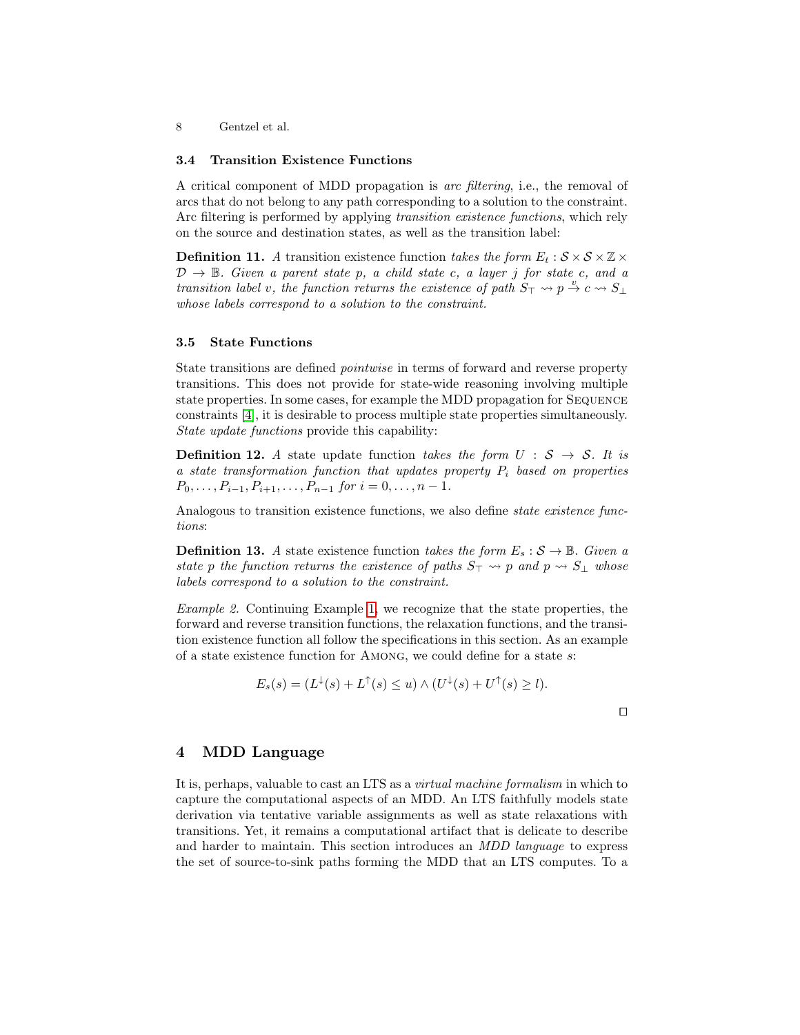### 3.4 Transition Existence Functions

A critical component of MDD propagation is *arc filtering*, i.e., the removal of arcs that do not belong to any path corresponding to a solution to the constraint. Arc filtering is performed by applying *transition existence functions*, which rely on the source and destination states, as well as the transition label:

**Definition 11.** *A* transition existence function *takes the form $E_t : \mathcal{S} \times \mathcal{S} \times \mathbb{Z} \times \mathcal{D} \rightarrow \mathbb{B}$. Given a parent state $p$, a child state $c$, a layer $j$ for state $c$, and a transition label $v$, the function returns the existence of path $S_\top \rightsquigarrow p \xrightarrow{v} c \rightsquigarrow S_\bot$ whose labels correspond to a solution to the constraint.*

### 3.5 State Functions

State transitions are defined *pointwise* in terms of forward and reverse property transitions. This does not provide for state-wide reasoning involving multiple state properties. In some cases, for example the MDD propagation for Sequence constraints [4], it is desirable to process multiple state properties simultaneously. *State update functions* provide this capability:

**Definition 12.** *A* state update function *takes the form $U : \mathcal{S} \rightarrow \mathcal{S}$. It is a state transformation function that updates property $P_i$ based on properties $P_0, \ldots, P_{i-1}, P_{i+1}, \ldots, P_{n-1}$ for $i = 0, \ldots, n-1$.*

Analogous to transition existence functions, we also define *state existence functions*:

**Definition 13.** *A* state existence function *takes the form $E_s : \mathcal{S} \rightarrow \mathbb{B}$. Given a state $p$ the function returns the existence of paths $S_\top \rightsquigarrow p$ and $p \rightsquigarrow S_\bot$ whose labels correspond to a solution to the constraint.*

*Example 2.* Continuing Example 1, we recognize that the state properties, the forward and reverse transition functions, the relaxation functions, and the transition existence function all follow the specifications in this section. As an example of a state existence function for Among, we could define for a state $s$:

$$E_s(s) = (L^\downarrow(s) + L^\uparrow(s) \leq u) \wedge (U^\downarrow(s) + U^\uparrow(s) \geq l).$$

$\square$

## 4 MDD Language

It is, perhaps, valuable to cast an LTS as a *virtual machine formalism* in which to capture the computational aspects of an MDD. An LTS faithfully models state derivation via tentative variable assignments as well as state relaxations with transitions. Yet, it remains a computational artifact that is delicate to describe and harder to maintain. This section introduces an *MDD language* to express the set of source-to-sink paths forming the MDD that an LTS computes. To a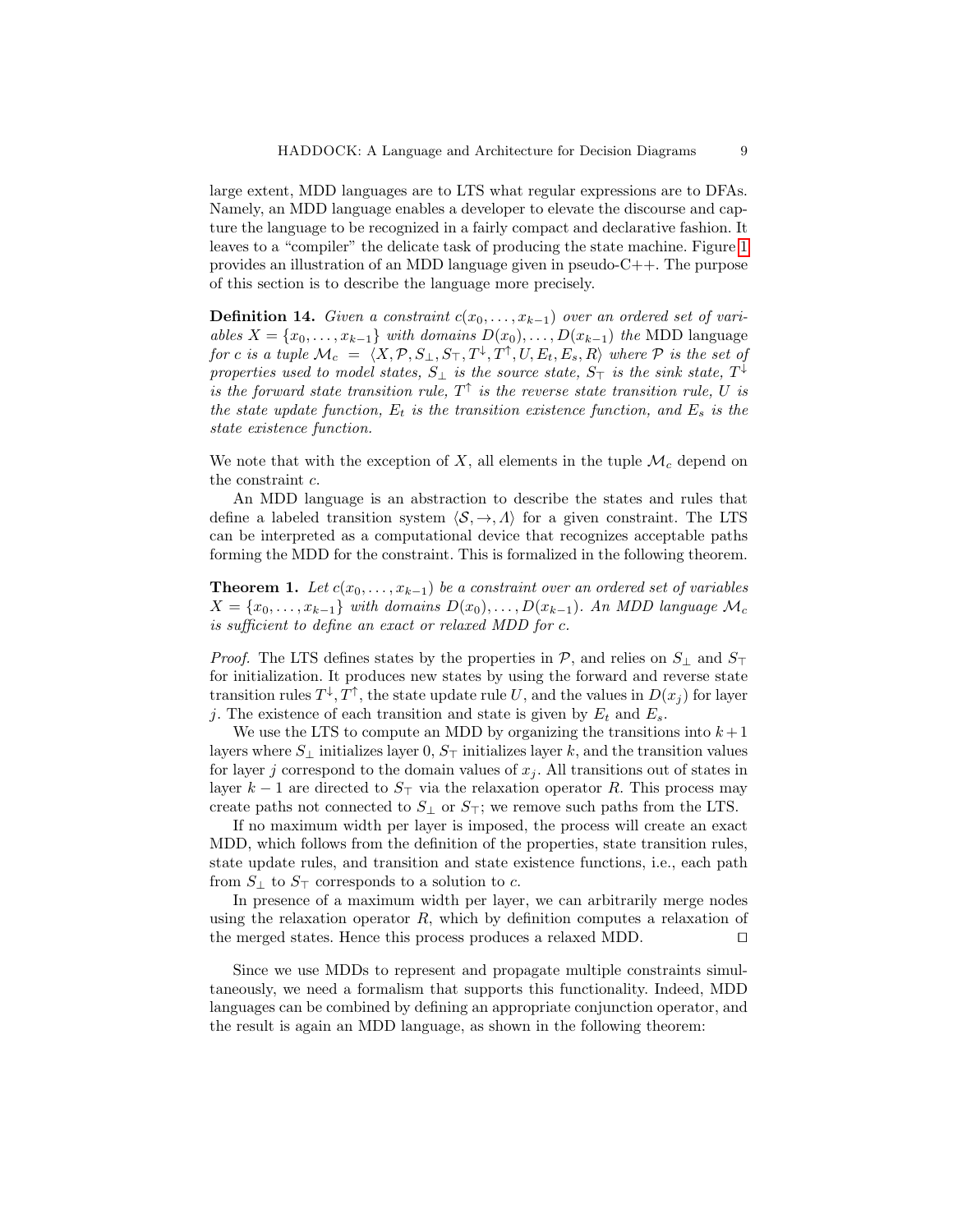large extent, MDD languages are to LTS what regular expressions are to DFAs. Namely, an MDD language enables a developer to elevate the discourse and capture the language to be recognized in a fairly compact and declarative fashion. It leaves to a "compiler" the delicate task of producing the state machine. Figure 1 provides an illustration of an MDD language given in pseudo-C++. The purpose of this section is to describe the language more precisely.

**Definition 14.** *Given a constraint $c(x_0, \ldots, x_{k-1})$ over an ordered set of variables $X = \{x_0, \ldots, x_{k-1}\}$ with domains $D(x_0), \ldots, D(x_{k-1})$ the* MDD language *for $c$ is a tuple $\mathcal{M}_c = \langle X, \mathcal{P}, S_\perp, S_\top, T^\downarrow, T^\uparrow, U, E_t, E_s, R\rangle$ where $\mathcal{P}$ is the set of properties used to model states, $S_\perp$ is the source state, $S_\top$ is the sink state, $T^\downarrow$ is the forward state transition rule, $T^\uparrow$ is the reverse state transition rule, $U$ is the state update function, $E_t$ is the transition existence function, and $E_s$ is the state existence function.*

We note that with the exception of $X$, all elements in the tuple $\mathcal{M}_c$ depend on the constraint $c$.

An MDD language is an abstraction to describe the states and rules that define a labeled transition system $\langle \mathcal{S}, \to, \Lambda\rangle$ for a given constraint. The LTS can be interpreted as a computational device that recognizes acceptable paths forming the MDD for the constraint. This is formalized in the following theorem.

**Theorem 1.** *Let $c(x_0, \ldots, x_{k-1})$ be a constraint over an ordered set of variables $X = \{x_0, \ldots, x_{k-1}\}$ with domains $D(x_0), \ldots, D(x_{k-1})$. An MDD language $\mathcal{M}_c$ is sufficient to define an exact or relaxed MDD for $c$.*

*Proof.* The LTS defines states by the properties in $\mathcal{P}$, and relies on $S_\perp$ and $S_\top$ for initialization. It produces new states by using the forward and reverse state transition rules $T^\downarrow, T^\uparrow$, the state update rule $U$, and the values in $D(x_j)$ for layer $j$. The existence of each transition and state is given by $E_t$ and $E_s$.

We use the LTS to compute an MDD by organizing the transitions into $k+1$ layers where $S_\perp$ initializes layer 0, $S_\top$ initializes layer $k$, and the transition values for layer $j$ correspond to the domain values of $x_j$. All transitions out of states in layer $k-1$ are directed to $S_\top$ via the relaxation operator $R$. This process may create paths not connected to $S_\perp$ or $S_\top$; we remove such paths from the LTS.

If no maximum width per layer is imposed, the process will create an exact MDD, which follows from the definition of the properties, state transition rules, state update rules, and transition and state existence functions, i.e., each path from $S_\perp$ to $S_\top$ corresponds to a solution to $c$.

In presence of a maximum width per layer, we can arbitrarily merge nodes using the relaxation operator $R$, which by definition computes a relaxation of the merged states. Hence this process produces a relaxed MDD. □

Since we use MDDs to represent and propagate multiple constraints simultaneously, we need a formalism that supports this functionality. Indeed, MDD languages can be combined by defining an appropriate conjunction operator, and the result is again an MDD language, as shown in the following theorem: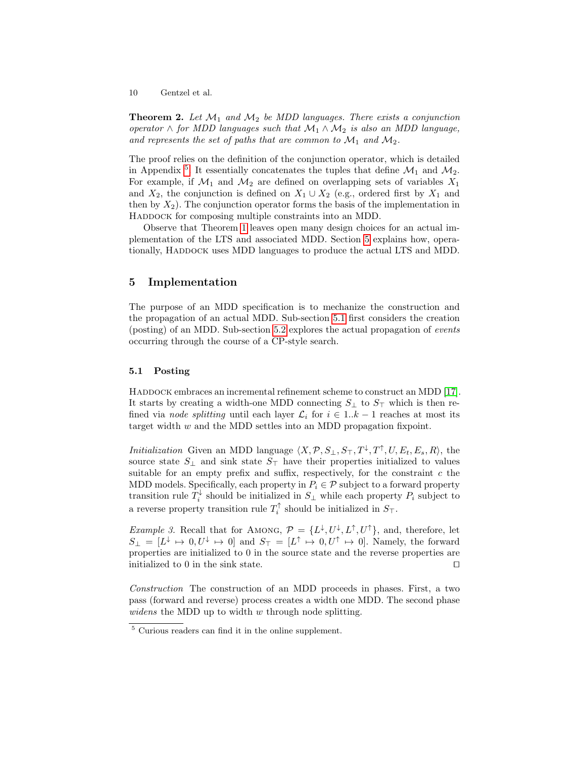**Theorem 2.** *Let $\mathcal{M}_1$ and $\mathcal{M}_2$ be MDD languages. There exists a conjunction operator $\wedge$ for MDD languages such that $\mathcal{M}_1 \wedge \mathcal{M}_2$ is also an MDD language, and represents the set of paths that are common to $\mathcal{M}_1$ and $\mathcal{M}_2$.*

The proof relies on the definition of the conjunction operator, which is detailed in Appendix [5]. It essentially concatenates the tuples that define $\mathcal{M}_1$ and $\mathcal{M}_2$. For example, if $\mathcal{M}_1$ and $\mathcal{M}_2$ are defined on overlapping sets of variables $X_1$ and $X_2$, the conjunction is defined on $X_1 \cup X_2$ (e.g., ordered first by $X_1$ and then by $X_2$). The conjunction operator forms the basis of the implementation in HADDOCK for composing multiple constraints into an MDD.

Observe that Theorem 1 leaves open many design choices for an actual implementation of the LTS and associated MDD. Section 5 explains how, operationally, HADDOCK uses MDD languages to produce the actual LTS and MDD.

## 5 Implementation

The purpose of an MDD specification is to mechanize the construction and the propagation of an actual MDD. Sub-section 5.1 first considers the creation (posting) of an MDD. Sub-section 5.2 explores the actual propagation of *events* occurring through the course of a CP-style search.

### 5.1 Posting

HADDOCK embraces an incremental refinement scheme to construct an MDD [17]. It starts by creating a width-one MDD connecting $S_\perp$ to $S_\top$ which is then refined via *node splitting* until each layer $\mathcal{L}_i$ for $i \in 1..k-1$ reaches at most its target width $w$ and the MDD settles into an MDD propagation fixpoint.

*Initialization* Given an MDD language $\langle X, \mathcal{P}, S_\perp, S_\top, T^\downarrow, T^\uparrow, U, E_t, E_s, R\rangle$, the source state $S_\perp$ and sink state $S_\top$ have their properties initialized to values suitable for an empty prefix and suffix, respectively, for the constraint $c$ the MDD models. Specifically, each property in $P_i \in \mathcal{P}$ subject to a forward property transition rule $T_i^\downarrow$ should be initialized in $S_\perp$ while each property $P_i$ subject to a reverse property transition rule $T_i^\uparrow$ should be initialized in $S_\top$.

*Example 3.* Recall that for AMONG, $\mathcal{P} = \{L^\downarrow, U^\downarrow, L^\uparrow, U^\uparrow\}$, and, therefore, let $S_\perp = [L^\downarrow \mapsto 0, U^\downarrow \mapsto 0]$ and $S_\top = [L^\uparrow \mapsto 0, U^\uparrow \mapsto 0]$. Namely, the forward properties are initialized to 0 in the source state and the reverse properties are initialized to 0 in the sink state. □

*Construction* The construction of an MDD proceeds in phases. First, a two pass (forward and reverse) process creates a width one MDD. The second phase *widens* the MDD up to width $w$ through node splitting.

[5] Curious readers can find it in the online supplement.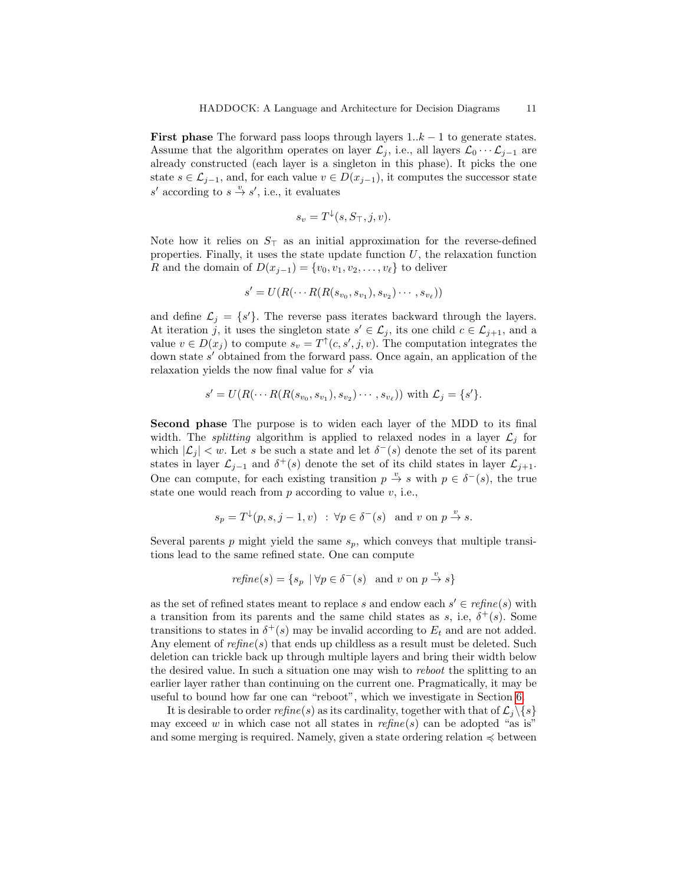**First phase** The forward pass loops through layers $1..k-1$ to generate states. Assume that the algorithm operates on layer $\mathcal{L}_j$, i.e., all layers $\mathcal{L}_0 \cdots \mathcal{L}_{j-1}$ are already constructed (each layer is a singleton in this phase). It picks the one state $s \in \mathcal{L}_{j-1}$, and, for each value $v \in D(x_{j-1})$, it computes the successor state $s'$ according to $s \xrightarrow{v} s'$, i.e., it evaluates

$$s_v = T^{\downarrow}(s, S_{\top}, j, v).$$

Note how it relies on $S_{\top}$ as an initial approximation for the reverse-defined properties. Finally, it uses the state update function $U$, the relaxation function $R$ and the domain of $D(x_{j-1}) = \{v_0, v_1, v_2, \ldots, v_\ell\}$ to deliver

$$s' = U(R(\cdots R(R(s_{v_0}, s_{v_1}), s_{v_2}) \cdots, s_{v_\ell}))$$

and define $\mathcal{L}_j = \{s'\}$. The reverse pass iterates backward through the layers. At iteration $j$, it uses the singleton state $s' \in \mathcal{L}_j$, its one child $c \in \mathcal{L}_{j+1}$, and a value $v \in D(x_j)$ to compute $s_v = T^{\uparrow}(c, s', j, v)$. The computation integrates the down state $s'$ obtained from the forward pass. Once again, an application of the relaxation yields the now final value for $s'$ via

$$s' = U(R(\cdots R(R(s_{v_0}, s_{v_1}), s_{v_2}) \cdots, s_{v_\ell})) \text{ with } \mathcal{L}_j = \{s'\}.$$

**Second phase** The purpose is to widen each layer of the MDD to its final width. The *splitting* algorithm is applied to relaxed nodes in a layer $\mathcal{L}_j$ for which $|\mathcal{L}_j| < w$. Let $s$ be such a state and let $\delta^-(s)$ denote the set of its parent states in layer $\mathcal{L}_{j-1}$ and $\delta^+(s)$ denote the set of its child states in layer $\mathcal{L}_{j+1}$. One can compute, for each existing transition $p \xrightarrow{v} s$ with $p \in \delta^-(s)$, the true state one would reach from $p$ according to value $v$, i.e.,

$$s_p = T^{\downarrow}(p, s, j-1, v) \;\; : \forall p \in \delta^-(s) \;\; \text{and } v \text{ on } p \xrightarrow{v} s.$$

Several parents $p$ might yield the same $s_p$, which conveys that multiple transitions lead to the same refined state. One can compute

$$\mathit{refine}(s) = \{s_p \;|\; \forall p \in \delta^-(s) \;\; \text{and } v \text{ on } p \xrightarrow{v} s\}$$

as the set of refined states meant to replace $s$ and endow each $s' \in \mathit{refine}(s)$ with a transition from its parents and the same child states as $s$, i.e, $\delta^+(s)$. Some transitions to states in $\delta^+(s)$ may be invalid according to $E_t$ and are not added. Any element of $\mathit{refine}(s)$ that ends up childless as a result must be deleted. Such deletion can trickle back up through multiple layers and bring their width below the desired value. In such a situation one may wish to *reboot* the splitting to an earlier layer rather than continuing on the current one. Pragmatically, it may be useful to bound how far one can "reboot", which we investigate in Section 6.

It is desirable to order $\mathit{refine}(s)$ as its cardinality, together with that of $\mathcal{L}_j \setminus \{s\}$ may exceed $w$ in which case not all states in $\mathit{refine}(s)$ can be adopted "as is" and some merging is required. Namely, given a state ordering relation $\preccurlyeq$ between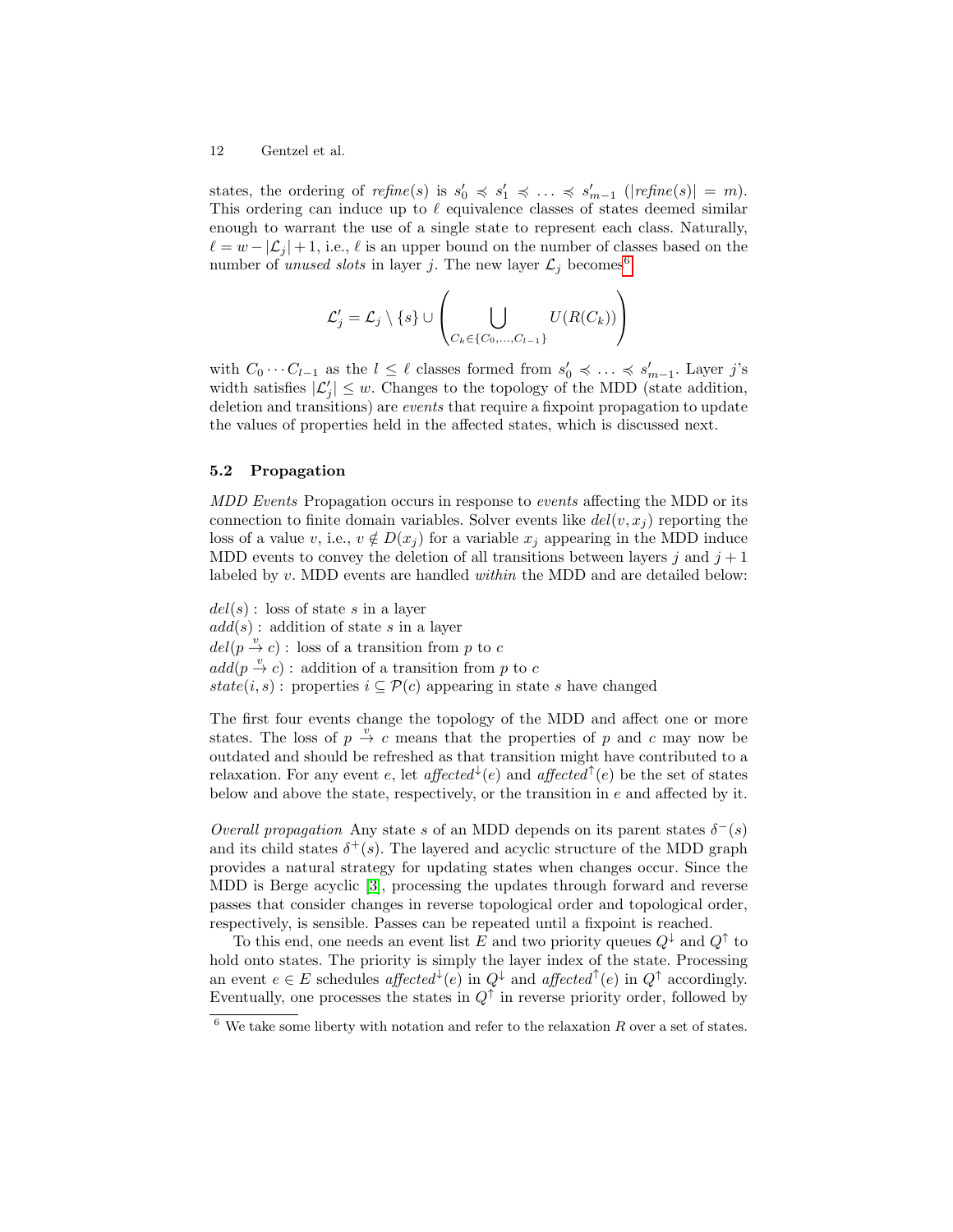states, the ordering of *refine*$(s)$ is $s'_0 \preccurlyeq s'_1 \preccurlyeq \ldots \preccurlyeq s'_{m-1}$ ($|refine(s)| = m$). This ordering can induce up to $\ell$ equivalence classes of states deemed similar enough to warrant the use of a single state to represent each class. Naturally, $\ell = w - |\mathcal{L}_j| + 1$, i.e., $\ell$ is an upper bound on the number of classes based on the number of *unused slots* in layer $j$. The new layer $\mathcal{L}_j$ becomes[6]

$$\mathcal{L}'_j = \mathcal{L}_j \setminus \{s\} \cup \left( \bigcup_{C_k \in \{C_0,\ldots,C_{l-1}\}} U(R(C_k)) \right)$$

with $C_0 \cdots C_{l-1}$ as the $l \leq \ell$ classes formed from $s'_0 \preccurlyeq \ldots \preccurlyeq s'_{m-1}$. Layer $j$'s width satisfies $|\mathcal{L}'_j| \leq w$. Changes to the topology of the MDD (state addition, deletion and transitions) are *events* that require a fixpoint propagation to update the values of properties held in the affected states, which is discussed next.

### 5.2 Propagation

*MDD Events* Propagation occurs in response to *events* affecting the MDD or its connection to finite domain variables. Solver events like $del(v, x_j)$ reporting the loss of a value $v$, i.e., $v \notin D(x_j)$ for a variable $x_j$ appearing in the MDD induce MDD events to convey the deletion of all transitions between layers $j$ and $j+1$ labeled by $v$. MDD events are handled *within* the MDD and are detailed below:

$del(s)$ : loss of state $s$ in a layer
$add(s)$ : addition of state $s$ in a layer
$del(p \xrightarrow{v} c)$ : loss of a transition from $p$ to $c$
$add(p \xrightarrow{v} c)$ : addition of a transition from $p$ to $c$
$state(i, s)$ : properties $i \subseteq \mathcal{P}(c)$ appearing in state $s$ have changed

The first four events change the topology of the MDD and affect one or more states. The loss of $p \xrightarrow{v} c$ means that the properties of $p$ and $c$ may now be outdated and should be refreshed as that transition might have contributed to a relaxation. For any event $e$, let $affected^{\downarrow}(e)$ and $affected^{\uparrow}(e)$ be the set of states below and above the state, respectively, or the transition in $e$ and affected by it.

*Overall propagation* Any state $s$ of an MDD depends on its parent states $\delta^-(s)$ and its child states $\delta^+(s)$. The layered and acyclic structure of the MDD graph provides a natural strategy for updating states when changes occur. Since the MDD is Berge acyclic [3], processing the updates through forward and reverse passes that consider changes in reverse topological order and topological order, respectively, is sensible. Passes can be repeated until a fixpoint is reached.

To this end, one needs an event list $E$ and two priority queues $Q^{\downarrow}$ and $Q^{\uparrow}$ to hold onto states. The priority is simply the layer index of the state. Processing an event $e \in E$ schedules $affected^{\downarrow}(e)$ in $Q^{\downarrow}$ and $affected^{\uparrow}(e)$ in $Q^{\uparrow}$ accordingly. Eventually, one processes the states in $Q^{\uparrow}$ in reverse priority order, followed by

[6] We take some liberty with notation and refer to the relaxation $R$ over a set of states.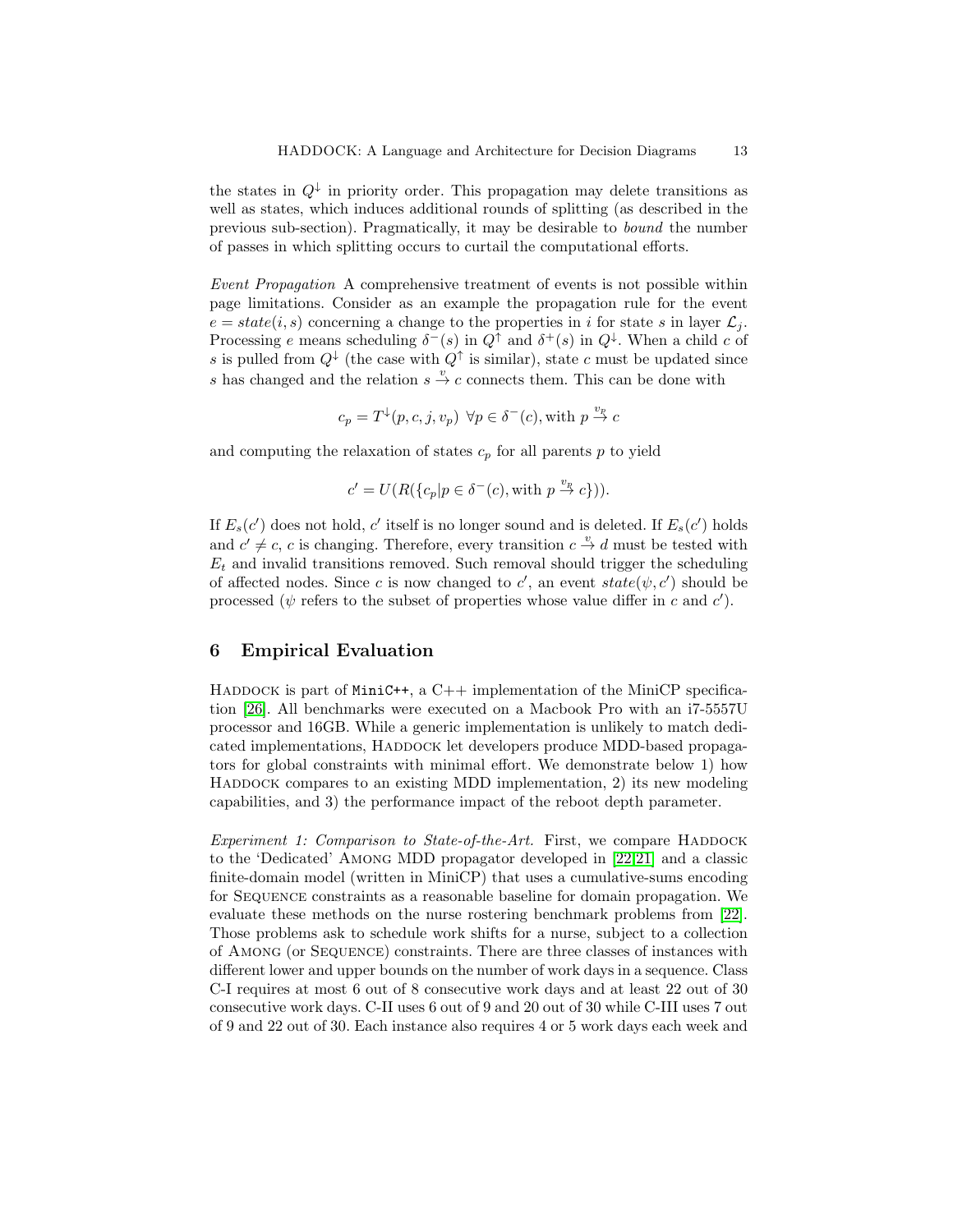the states in $Q^{\downarrow}$ in priority order. This propagation may delete transitions as well as states, which induces additional rounds of splitting (as described in the previous sub-section). Pragmatically, it may be desirable to *bound* the number of passes in which splitting occurs to curtail the computational efforts.

*Event Propagation* A comprehensive treatment of events is not possible within page limitations. Consider as an example the propagation rule for the event $e = state(i, s)$ concerning a change to the properties in $i$ for state $s$ in layer $\mathcal{L}_j$. Processing $e$ means scheduling $\delta^{-}(s)$ in $Q^{\uparrow}$ and $\delta^{+}(s)$ in $Q^{\downarrow}$. When a child $c$ of $s$ is pulled from $Q^{\downarrow}$ (the case with $Q^{\uparrow}$ is similar), state $c$ must be updated since $s$ has changed and the relation $s \xrightarrow{v} c$ connects them. This can be done with

$$c_p = T^{\downarrow}(p, c, j, v_p) \;\; \forall p \in \delta^{-}(c), \text{with } p \xrightarrow{v_p} c$$

and computing the relaxation of states $c_p$ for all parents $p$ to yield

$$c' = U(R(\{c_p | p \in \delta^{-}(c), \text{with } p \xrightarrow{v_p} c\})).$$

If $E_s(c')$ does not hold, $c'$ itself is no longer sound and is deleted. If $E_s(c')$ holds and $c' \neq c$, $c$ is changing. Therefore, every transition $c \xrightarrow{v} d$ must be tested with $E_t$ and invalid transitions removed. Such removal should trigger the scheduling of affected nodes. Since $c$ is now changed to $c'$, an event $state(\psi, c')$ should be processed ($\psi$ refers to the subset of properties whose value differ in $c$ and $c'$).

## 6 Empirical Evaluation

Haddock is part of MiniC++, a C++ implementation of the MiniCP specification [26]. All benchmarks were executed on a Macbook Pro with an i7-5557U processor and 16GB. While a generic implementation is unlikely to match dedicated implementations, Haddock let developers produce MDD-based propagators for global constraints with minimal effort. We demonstrate below 1) how Haddock compares to an existing MDD implementation, 2) its new modeling capabilities, and 3) the performance impact of the reboot depth parameter.

*Experiment 1: Comparison to State-of-the-Art.* First, we compare Haddock to the 'Dedicated' Among MDD propagator developed in [22,21] and a classic finite-domain model (written in MiniCP) that uses a cumulative-sums encoding for Sequence constraints as a reasonable baseline for domain propagation. We evaluate these methods on the nurse rostering benchmark problems from [22]. Those problems ask to schedule work shifts for a nurse, subject to a collection of Among (or Sequence) constraints. There are three classes of instances with different lower and upper bounds on the number of work days in a sequence. Class C-I requires at most 6 out of 8 consecutive work days and at least 22 out of 30 consecutive work days. C-II uses 6 out of 9 and 20 out of 30 while C-III uses 7 out of 9 and 22 out of 30. Each instance also requires 4 or 5 work days each week and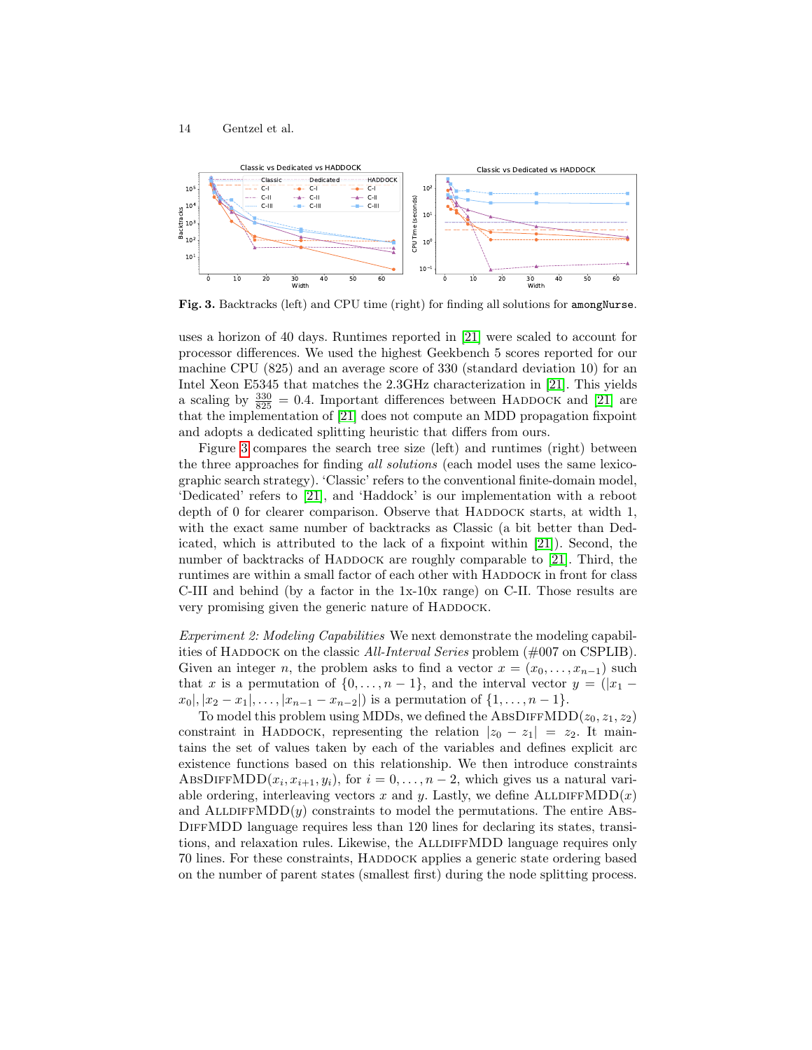**Fig. 3.** Backtracks (left) and CPU time (right) for finding all solutions for `amongNurse`.

uses a horizon of 40 days. Runtimes reported in [21] were scaled to account for processor differences. We used the highest Geekbench 5 scores reported for our machine CPU (825) and an average score of 330 (standard deviation 10) for an Intel Xeon E5345 that matches the 2.3GHz characterization in [21]. This yields a scaling by $\frac{330}{825} = 0.4$. Important differences between HADDOCK and [21] are that the implementation of [21] does not compute an MDD propagation fixpoint and adopts a dedicated splitting heuristic that differs from ours.

Figure 3 compares the search tree size (left) and runtimes (right) between the three approaches for finding *all solutions* (each model uses the same lexicographic search strategy). 'Classic' refers to the conventional finite-domain model, 'Dedicated' refers to [21], and 'Haddock' is our implementation with a reboot depth of 0 for clearer comparison. Observe that HADDOCK starts, at width 1, with the exact same number of backtracks as Classic (a bit better than Dedicated, which is attributed to the lack of a fixpoint within [21]). Second, the number of backtracks of HADDOCK are roughly comparable to [21]. Third, the runtimes are within a small factor of each other with HADDOCK in front for class C-III and behind (by a factor in the 1x-10x range) on C-II. Those results are very promising given the generic nature of HADDOCK.

*Experiment 2: Modeling Capabilities* We next demonstrate the modeling capabilities of HADDOCK on the classic *All-Interval Series* problem (#007 on CSPLIB). Given an integer $n$, the problem asks to find a vector $x = (x_0, \ldots, x_{n-1})$ such that $x$ is a permutation of $\{0, \ldots, n-1\}$, and the interval vector $y = (|x_1 - x_0|, |x_2 - x_1|, \ldots, |x_{n-1} - x_{n-2}|)$ is a permutation of $\{1, \ldots, n-1\}$.

To model this problem using MDDs, we defined the ABSDIFFMDD$(z_0, z_1, z_2)$ constraint in HADDOCK, representing the relation $|z_0 - z_1| = z_2$. It maintains the set of values taken by each of the variables and defines explicit arc existence functions based on this relationship. We then introduce constraints ABSDIFFMDD$(x_i, x_{i+1}, y_i)$, for $i = 0, \ldots, n-2$, which gives us a natural variable ordering, interleaving vectors $x$ and $y$. Lastly, we define ALLDIFFMDD$(x)$ and ALLDIFFMDD$(y)$ constraints to model the permutations. The entire ABSDIFFMDD language requires less than 120 lines for declaring its states, transitions, and relaxation rules. Likewise, the ALLDIFFMDD language requires only 70 lines. For these constraints, HADDOCK applies a generic state ordering based on the number of parent states (smallest first) during the node splitting process.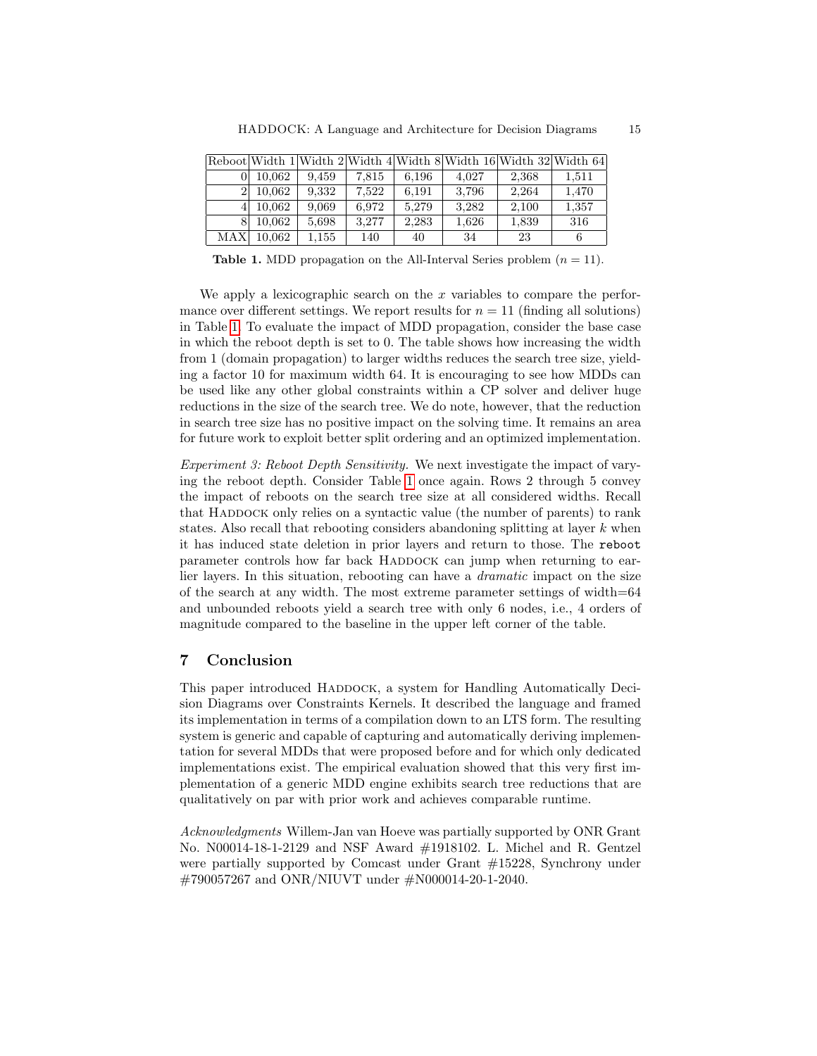| Reboot | Width 1 | Width 2 | Width 4 | Width 8 | Width 16 | Width 32 | Width 64 |
|---|---|---|---|---|---|---|---|
| 0 | 10,062 | 9,459 | 7,815 | 6,196 | 4,027 | 2,368 | 1,511 |
| 2 | 10,062 | 9,332 | 7,522 | 6,191 | 3,796 | 2,264 | 1,470 |
| 4 | 10,062 | 9,069 | 6,972 | 5,279 | 3,282 | 2,100 | 1,357 |
| 8 | 10,062 | 5,698 | 3,277 | 2,283 | 1,626 | 1,839 | 316 |
| MAX | 10,062 | 1,155 | 140 | 40 | 34 | 23 | 6 |

**Table 1.** MDD propagation on the All-Interval Series problem ($n = 11$).

We apply a lexicographic search on the $x$ variables to compare the performance over different settings. We report results for $n = 11$ (finding all solutions) in Table 1. To evaluate the impact of MDD propagation, consider the base case in which the reboot depth is set to 0. The table shows how increasing the width from 1 (domain propagation) to larger widths reduces the search tree size, yielding a factor 10 for maximum width 64. It is encouraging to see how MDDs can be used like any other global constraints within a CP solver and deliver huge reductions in the size of the search tree. We do note, however, that the reduction in search tree size has no positive impact on the solving time. It remains an area for future work to exploit better split ordering and an optimized implementation.

*Experiment 3: Reboot Depth Sensitivity.* We next investigate the impact of varying the reboot depth. Consider Table 1 once again. Rows 2 through 5 convey the impact of reboots on the search tree size at all considered widths. Recall that HADDOCK only relies on a syntactic value (the number of parents) to rank states. Also recall that rebooting considers abandoning splitting at layer $k$ when it has induced state deletion in prior layers and return to those. The `reboot` parameter controls how far back HADDOCK can jump when returning to earlier layers. In this situation, rebooting can have a *dramatic* impact on the size of the search at any width. The most extreme parameter settings of width=64 and unbounded reboots yield a search tree with only 6 nodes, i.e., 4 orders of magnitude compared to the baseline in the upper left corner of the table.

## 7 Conclusion

This paper introduced HADDOCK, a system for Handling Automatically Decision Diagrams over Constraints Kernels. It described the language and framed its implementation in terms of a compilation down to an LTS form. The resulting system is generic and capable of capturing and automatically deriving implementation for several MDDs that were proposed before and for which only dedicated implementations exist. The empirical evaluation showed that this very first implementation of a generic MDD engine exhibits search tree reductions that are qualitatively on par with prior work and achieves comparable runtime.

*Acknowledgments* Willem-Jan van Hoeve was partially supported by ONR Grant No. N00014-18-1-2129 and NSF Award #1918102. L. Michel and R. Gentzel were partially supported by Comcast under Grant #15228, Synchrony under #790057267 and ONR/NIUVT under #N000014-20-1-2040.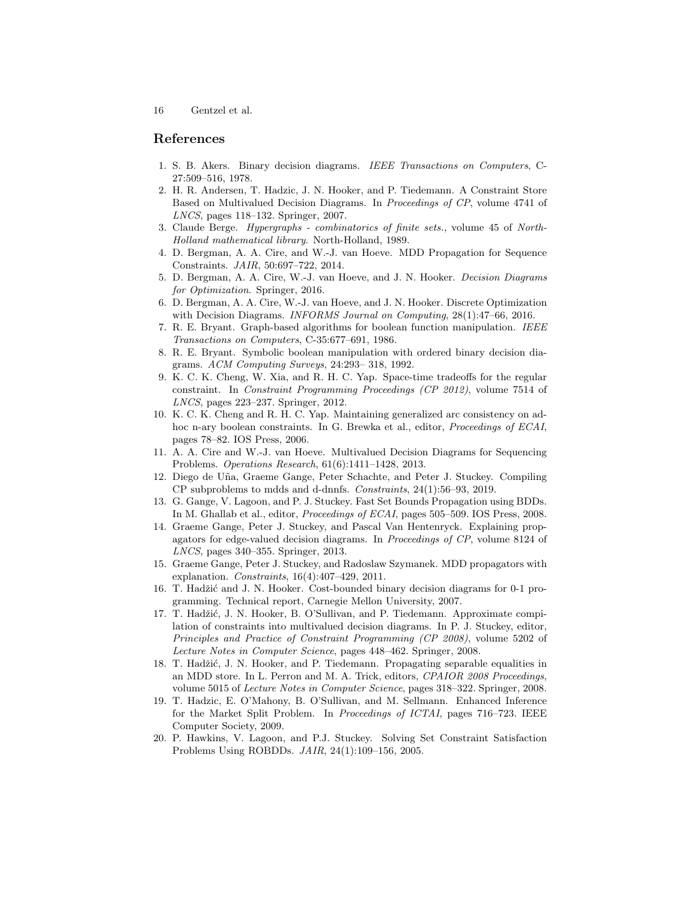## References

1. S. B. Akers. Binary decision diagrams. *IEEE Transactions on Computers*, C-27:509–516, 1978.
2. H. R. Andersen, T. Hadzic, J. N. Hooker, and P. Tiedemann. A Constraint Store Based on Multivalued Decision Diagrams. In *Proceedings of CP*, volume 4741 of *LNCS*, pages 118–132. Springer, 2007.
3. Claude Berge. *Hypergraphs - combinatorics of finite sets.*, volume 45 of *North-Holland mathematical library*. North-Holland, 1989.
4. D. Bergman, A. A. Cire, and W.-J. van Hoeve. MDD Propagation for Sequence Constraints. *JAIR*, 50:697–722, 2014.
5. D. Bergman, A. A. Cire, W.-J. van Hoeve, and J. N. Hooker. *Decision Diagrams for Optimization*. Springer, 2016.
6. D. Bergman, A. A. Cire, W.-J. van Hoeve, and J. N. Hooker. Discrete Optimization with Decision Diagrams. *INFORMS Journal on Computing*, 28(1):47–66, 2016.
7. R. E. Bryant. Graph-based algorithms for boolean function manipulation. *IEEE Transactions on Computers*, C-35:677–691, 1986.
8. R. E. Bryant. Symbolic boolean manipulation with ordered binary decision diagrams. *ACM Computing Surveys*, 24:293– 318, 1992.
9. K. C. K. Cheng, W. Xia, and R. H. C. Yap. Space-time tradeoffs for the regular constraint. In *Constraint Programming Proceedings (CP 2012)*, volume 7514 of *LNCS*, pages 223–237. Springer, 2012.
10. K. C. K. Cheng and R. H. C. Yap. Maintaining generalized arc consistency on ad-hoc n-ary boolean constraints. In G. Brewka et al., editor, *Proceedings of ECAI*, pages 78–82. IOS Press, 2006.
11. A. A. Cire and W.-J. van Hoeve. Multivalued Decision Diagrams for Sequencing Problems. *Operations Research*, 61(6):1411–1428, 2013.
12. Diego de Uña, Graeme Gange, Peter Schachte, and Peter J. Stuckey. Compiling CP subproblems to mdds and d-dnnfs. *Constraints*, 24(1):56–93, 2019.
13. G. Gange, V. Lagoon, and P. J. Stuckey. Fast Set Bounds Propagation using BDDs. In M. Ghallab et al., editor, *Proceedings of ECAI*, pages 505–509. IOS Press, 2008.
14. Graeme Gange, Peter J. Stuckey, and Pascal Van Hentenryck. Explaining propagators for edge-valued decision diagrams. In *Proceedings of CP*, volume 8124 of *LNCS*, pages 340–355. Springer, 2013.
15. Graeme Gange, Peter J. Stuckey, and Radoslaw Szymanek. MDD propagators with explanation. *Constraints*, 16(4):407–429, 2011.
16. T. Hadžić and J. N. Hooker. Cost-bounded binary decision diagrams for 0-1 programming. Technical report, Carnegie Mellon University, 2007.
17. T. Hadžić, J. N. Hooker, B. O'Sullivan, and P. Tiedemann. Approximate compilation of constraints into multivalued decision diagrams. In P. J. Stuckey, editor, *Principles and Practice of Constraint Programming (CP 2008)*, volume 5202 of *Lecture Notes in Computer Science*, pages 448–462. Springer, 2008.
18. T. Hadžić, J. N. Hooker, and P. Tiedemann. Propagating separable equalities in an MDD store. In L. Perron and M. A. Trick, editors, *CPAIOR 2008 Proceedings*, volume 5015 of *Lecture Notes in Computer Science*, pages 318–322. Springer, 2008.
19. T. Hadzic, E. O'Mahony, B. O'Sullivan, and M. Sellmann. Enhanced Inference for the Market Split Problem. In *Proceedings of ICTAI*, pages 716–723. IEEE Computer Society, 2009.
20. P. Hawkins, V. Lagoon, and P.J. Stuckey. Solving Set Constraint Satisfaction Problems Using ROBDDs. *JAIR*, 24(1):109–156, 2005.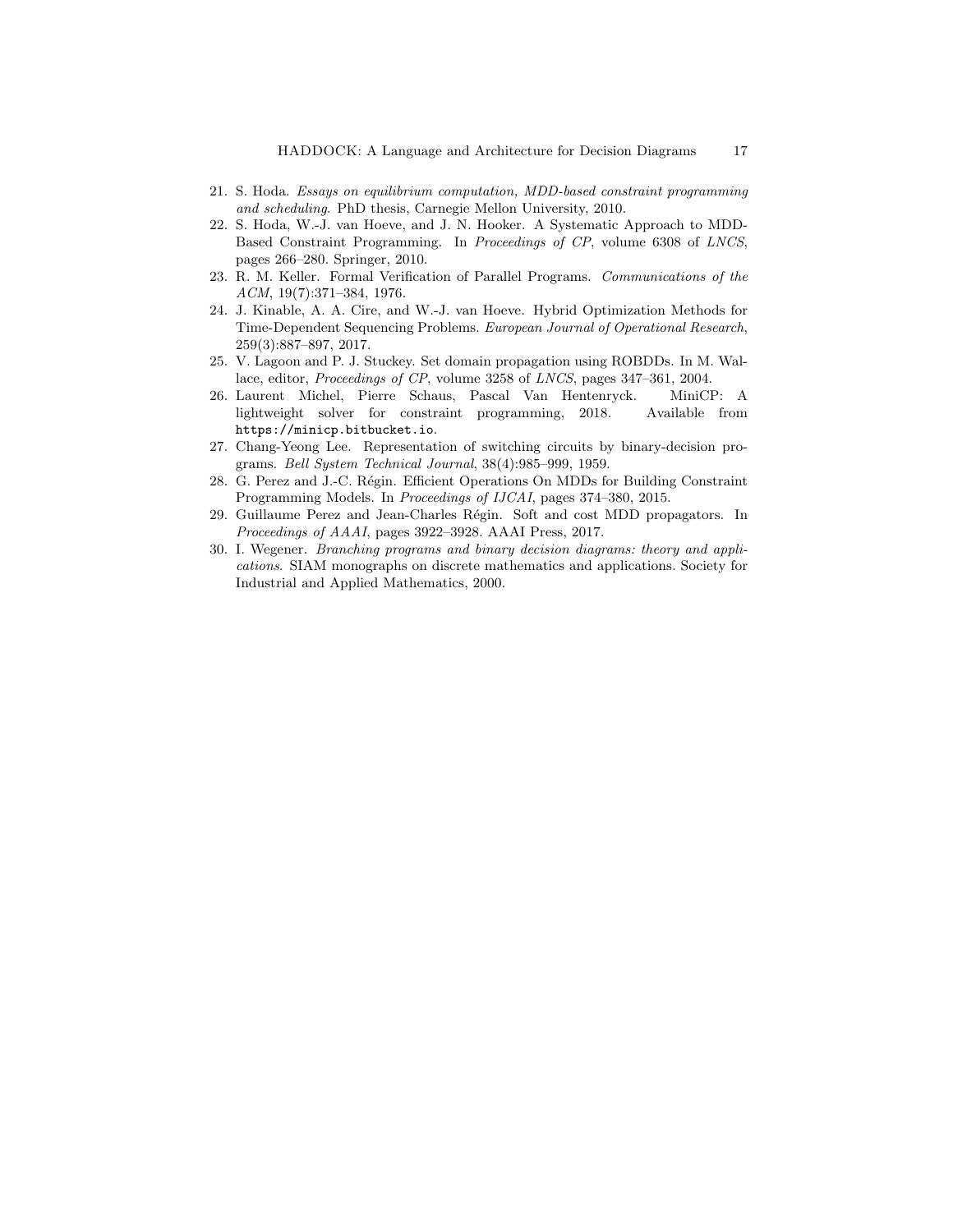21. S. Hoda. *Essays on equilibrium computation, MDD-based constraint programming and scheduling*. PhD thesis, Carnegie Mellon University, 2010.
22. S. Hoda, W.-J. van Hoeve, and J. N. Hooker. A Systematic Approach to MDD-Based Constraint Programming. In *Proceedings of CP*, volume 6308 of *LNCS*, pages 266–280. Springer, 2010.
23. R. M. Keller. Formal Verification of Parallel Programs. *Communications of the ACM*, 19(7):371–384, 1976.
24. J. Kinable, A. A. Cire, and W.-J. van Hoeve. Hybrid Optimization Methods for Time-Dependent Sequencing Problems. *European Journal of Operational Research*, 259(3):887–897, 2017.
25. V. Lagoon and P. J. Stuckey. Set domain propagation using ROBDDs. In M. Wallace, editor, *Proceedings of CP*, volume 3258 of *LNCS*, pages 347–361, 2004.
26. Laurent Michel, Pierre Schaus, Pascal Van Hentenryck. MiniCP: A lightweight solver for constraint programming, 2018. Available from `https://minicp.bitbucket.io`.
27. Chang-Yeong Lee. Representation of switching circuits by binary-decision programs. *Bell System Technical Journal*, 38(4):985–999, 1959.
28. G. Perez and J.-C. Régin. Efficient Operations On MDDs for Building Constraint Programming Models. In *Proceedings of IJCAI*, pages 374–380, 2015.
29. Guillaume Perez and Jean-Charles Régin. Soft and cost MDD propagators. In *Proceedings of AAAI*, pages 3922–3928. AAAI Press, 2017.
30. I. Wegener. *Branching programs and binary decision diagrams: theory and applications*. SIAM monographs on discrete mathematics and applications. Society for Industrial and Applied Mathematics, 2000.